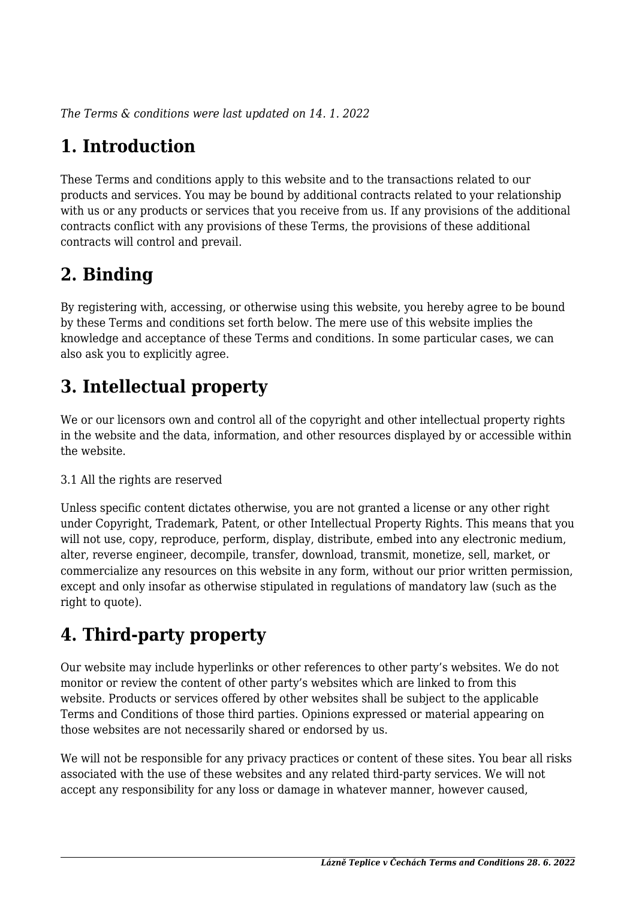*The Terms & conditions were last updated on 14. 1. 2022*

# 1. Introduction

These Terms and conditions apply to this website and to the transactions related to our products and services. You may be bound by additional contracts related to your relationship with us or any products or services that you receive from us. If any provisions of the additional contracts conflict with any provisions of these Terms, the provisions of these additional contracts will control and prevail.

# 2. Binding

By registering with, accessing, or otherwise using this website, you hereby agree to be bound by these Terms and conditions set forth below. The mere use of this website implies the knowledge and acceptance of these Terms and conditions. In some particular cases, we can also ask you to explicitly agree.

# 3. Intellectual property

We or our licensors own and control all of the copyright and other intellectual property rights in the website and the data, information, and other resources displayed by or accessible within the website.

3.1 All the rights are reserved

Unless specific content dictates otherwise, you are not granted a license or any other right under Copyright, Trademark, Patent, or other Intellectual Property Rights. This means that you will not use, copy, reproduce, perform, display, distribute, embed into any electronic medium, alter, reverse engineer, decompile, transfer, download, transmit, monetize, sell, market, or commercialize any resources on this website in any form, without our prior written permission, except and only insofar as otherwise stipulated in regulations of mandatory law (such as the right to quote).

# 4. Third-party property

Our website may include hyperlinks or other references to other party's websites. We do not monitor or review the content of other party's websites which are linked to from this website. Products or services offered by other websites shall be subject to the applicable Terms and Conditions of those third parties. Opinions expressed or material appearing on those websites are not necessarily shared or endorsed by us.

We will not be responsible for any privacy practices or content of these sites. You bear all risks associated with the use of these websites and any related third-party services. We will not accept any responsibility for any loss or damage in whatever manner, however caused,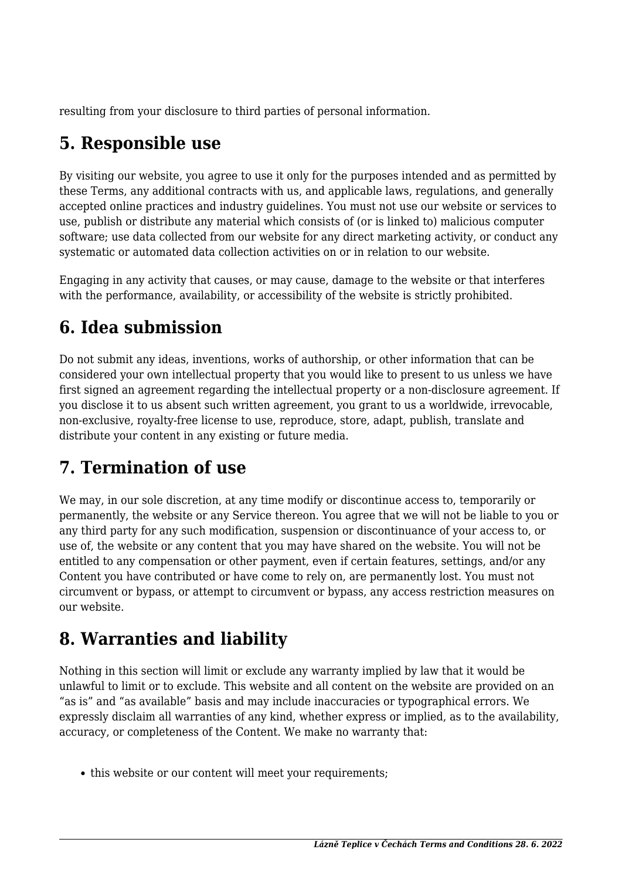resulting from your disclosure to third parties of personal information.

## 5. Responsible use

By visiting our website, you agree to use it only for the purposes intended and as permitted by these Terms, any additional contracts with us, and applicable laws, regulations, and generally accepted online practices and industry guidelines. You must not use our website or services to use, publish or distribute any material which consists of (or is linked to) malicious computer software; use data collected from our website for any direct marketing activity, or conduct any systematic or automated data collection activities on or in relation to our website.

Engaging in any activity that causes, or may cause, damage to the website or that interferes with the performance, availability, or accessibility of the website is strictly prohibited.

## 6. Idea submission

Do not submit any ideas, inventions, works of authorship, or other information that can be considered your own intellectual property that you would like to present to us unless we have first signed an agreement regarding the intellectual property or a non-disclosure agreement. If you disclose it to us absent such written agreement, you grant to us a worldwide, irrevocable, non-exclusive, royalty-free license to use, reproduce, store, adapt, publish, translate and distribute your content in any existing or future media.

## 7. Termination of use

We may, in our sole discretion, at any time modify or discontinue access to, temporarily or permanently, the website or any Service thereon. You agree that we will not be liable to you or any third party for any such modification, suspension or discontinuance of your access to, or use of, the website or any content that you may have shared on the website. You will not be entitled to any compensation or other payment, even if certain features, settings, and/or any Content you have contributed or have come to rely on, are permanently lost. You must not circumvent or bypass, or attempt to circumvent or bypass, any access restriction measures on our website.

## 8. Warranties and liability

Nothing in this section will limit or exclude any warranty implied by law that it would be unlawful to limit or to exclude. This website and all content on the website are provided on an “as is” and “as available” basis and may include inaccuracies or typographical errors. We expressly disclaim all warranties of any kind, whether express or implied, as to the availability, accuracy, or completeness of the Content. We make no warranty that:

- this website or our content will meet your requirements;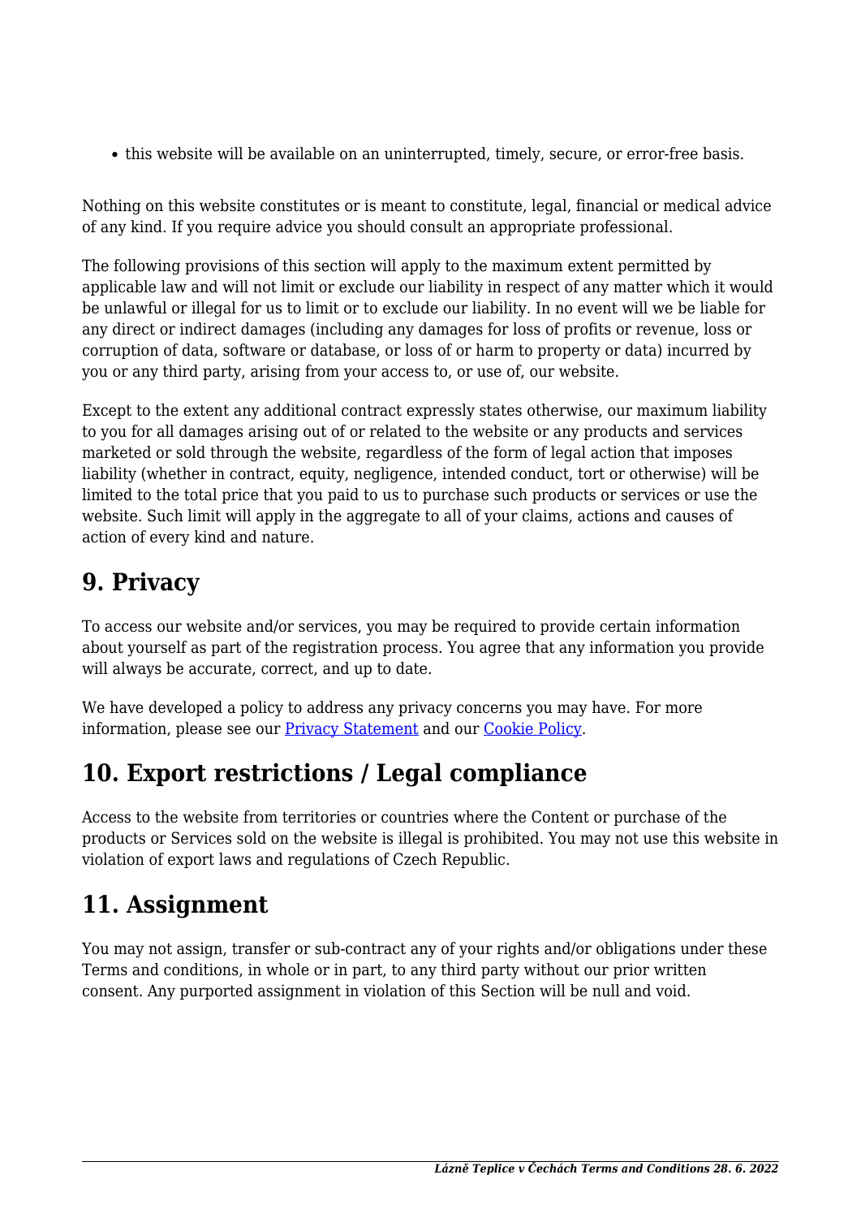- this website will be available on an uninterrupted, timely, secure, or error-free basis.

Nothing on this website constitutes or is meant to constitute, legal, financial or medical advice of any kind. If you require advice you should consult an appropriate professional.

The following provisions of this section will apply to the maximum extent permitted by applicable law and will not limit or exclude our liability in respect of any matter which it would be unlawful or illegal for us to limit or to exclude our liability. In no event will we be liable for any direct or indirect damages (including any damages for loss of profits or revenue, loss or corruption of data, software or database, or loss of or harm to property or data) incurred by you or any third party, arising from your access to, or use of, our website.

Except to the extent any additional contract expressly states otherwise, our maximum liability to you for all damages arising out of or related to the website or any products and services marketed or sold through the website, regardless of the form of legal action that imposes liability (whether in contract, equity, negligence, intended conduct, tort or otherwise) will be limited to the total price that you paid to us to purchase such products or services or use the website. Such limit will apply in the aggregate to all of your claims, actions and causes of action of every kind and nature.

## 9. Privacy

To access our website and/or services, you may be required to provide certain information about yourself as part of the registration process. You agree that any information you provide will always be accurate, correct, and up to date.

We have developed a policy to address any privacy concerns you may have. For more information, please see our Privacy Statement and our Cookie Policy.

## 10. Export restrictions / Legal compliance

Access to the website from territories or countries where the Content or purchase of the products or Services sold on the website is illegal is prohibited. You may not use this website in violation of export laws and regulations of Czech Republic.

## 11. Assignment

You may not assign, transfer or sub-contract any of your rights and/or obligations under these Terms and conditions, in whole or in part, to any third party without our prior written consent. Any purported assignment in violation of this Section will be null and void.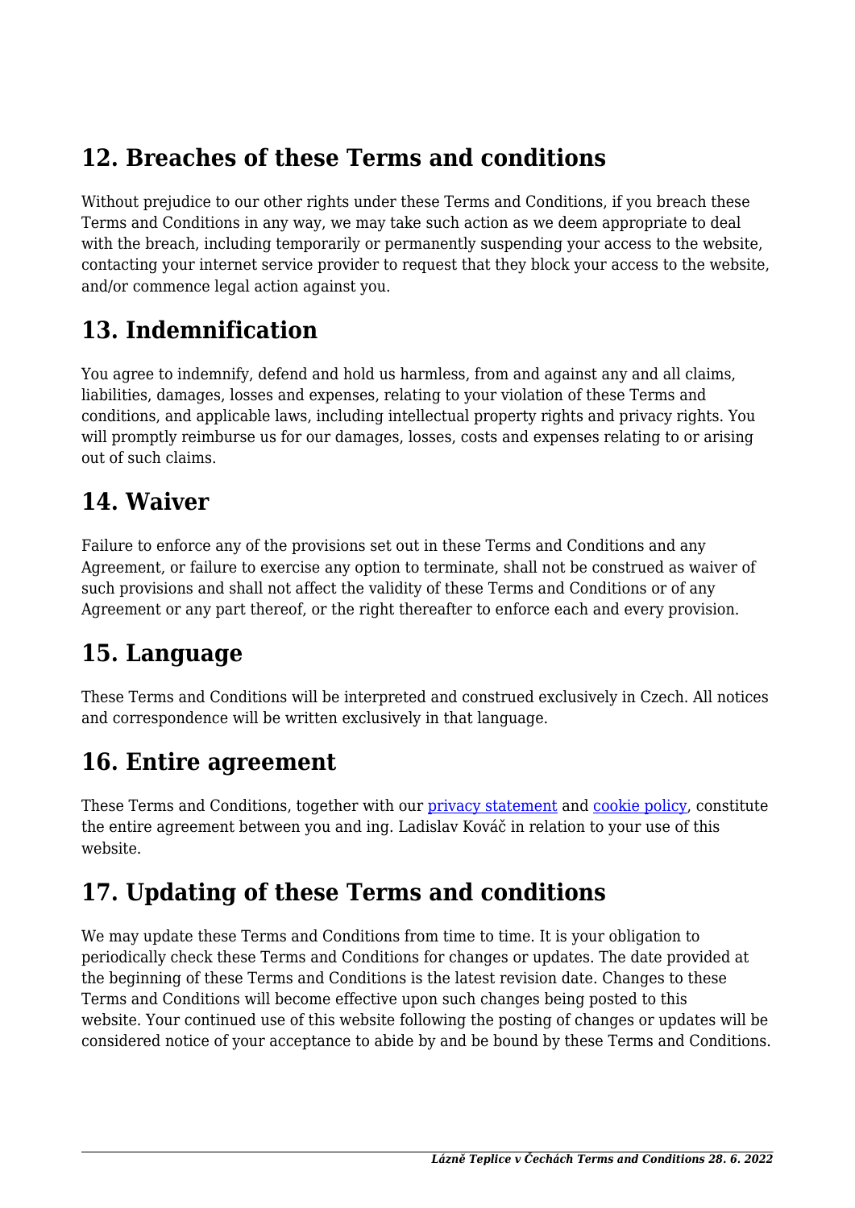## 12. Breaches of these Terms and conditions

Without prejudice to our other rights under these Terms and Conditions, if you breach these Terms and Conditions in any way, we may take such action as we deem appropriate to deal with the breach, including temporarily or permanently suspending your access to the website, contacting your internet service provider to request that they block your access to the website, and/or commence legal action against you.

## 13. Indemnification

You agree to indemnify, defend and hold us harmless, from and against any and all claims, liabilities, damages, losses and expenses, relating to your violation of these Terms and conditions, and applicable laws, including intellectual property rights and privacy rights. You will promptly reimburse us for our damages, losses, costs and expenses relating to or arising out of such claims.

## 14. Waiver

Failure to enforce any of the provisions set out in these Terms and Conditions and any Agreement, or failure to exercise any option to terminate, shall not be construed as waiver of such provisions and shall not affect the validity of these Terms and Conditions or of any Agreement or any part thereof, or the right thereafter to enforce each and every provision.

## 15. Language

These Terms and Conditions will be interpreted and construed exclusively in Czech. All notices and correspondence will be written exclusively in that language.

## 16. Entire agreement

These Terms and Conditions, together with our privacy statement and cookie policy, constitute the entire agreement between you and ing. Ladislav Kováč in relation to your use of this website.

## 17. Updating of these Terms and conditions

We may update these Terms and Conditions from time to time. It is your obligation to periodically check these Terms and Conditions for changes or updates. The date provided at the beginning of these Terms and Conditions is the latest revision date. Changes to these Terms and Conditions will become effective upon such changes being posted to this website. Your continued use of this website following the posting of changes or updates will be considered notice of your acceptance to abide by and be bound by these Terms and Conditions.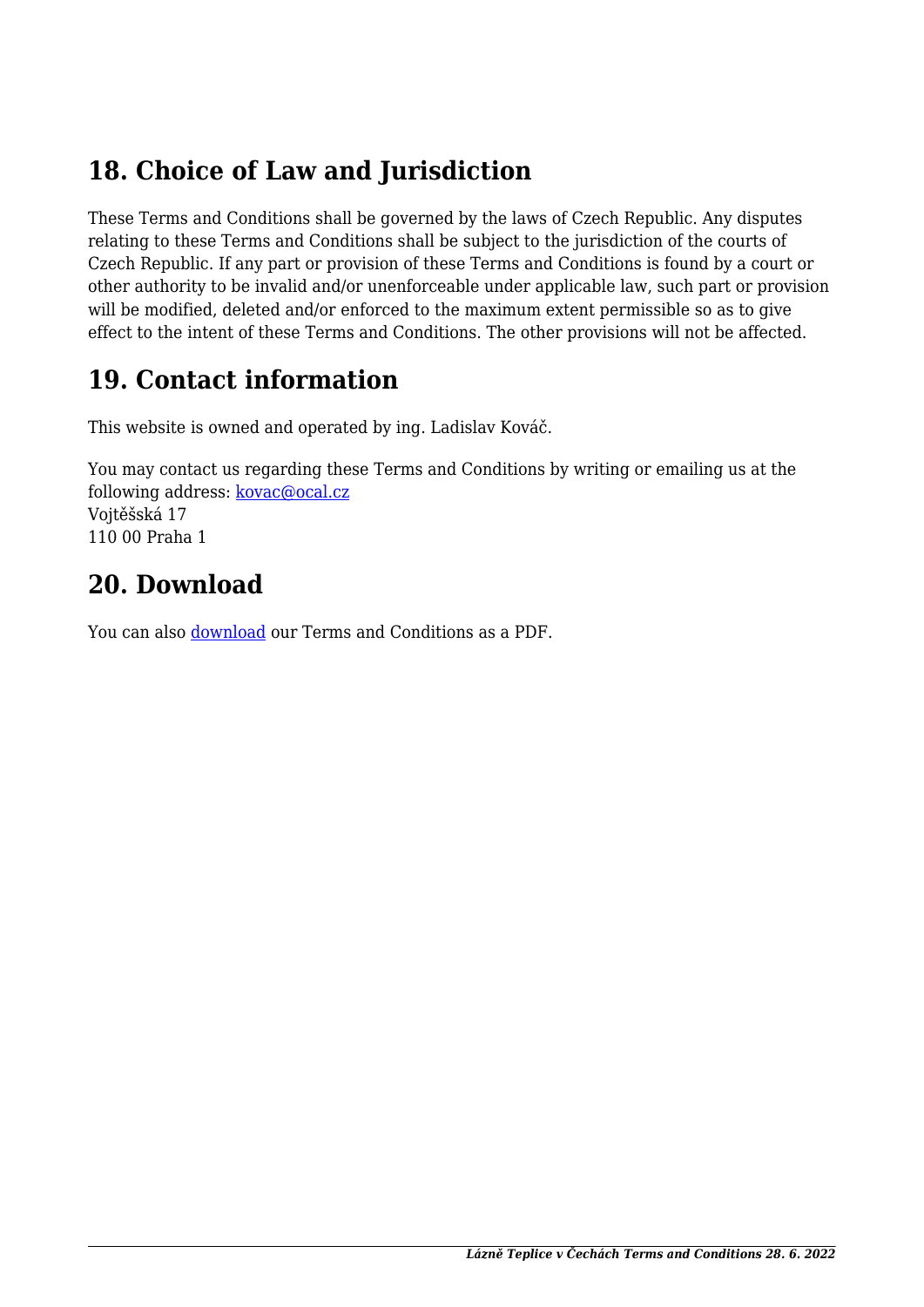## 18. Choice of Law and Jurisdiction

These Terms and Conditions shall be governed by the laws of Czech Republic. Any disputes relating to these Terms and Conditions shall be subject to the jurisdiction of the courts of Czech Republic. If any part or provision of these Terms and Conditions is found by a court or other authority to be invalid and/or unenforceable under applicable law, such part or provision will be modified, deleted and/or enforced to the maximum extent permissible so as to give effect to the intent of these Terms and Conditions. The other provisions will not be affected.

## 19. Contact information

This website is owned and operated by ing. Ladislav Kováč.

You may contact us regarding these Terms and Conditions by writing or emailing us at the following address: [kovac@ocal.cz](mailto:kovac@ocal.cz)
Vojtěšská 17
110 00 Praha 1

## 20. Download

You can also [download](#) our Terms and Conditions as a PDF.